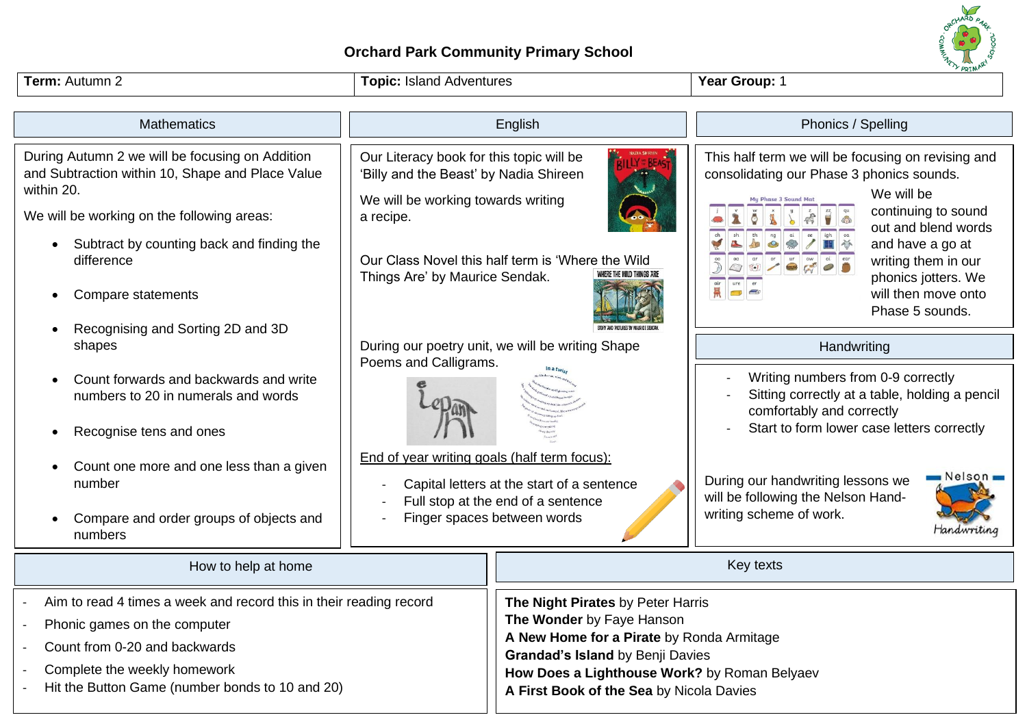# Orchard Park Community Primary School

| **Term:** Autumn 2 | **Topic:** Island Adventures | **Year Group:** 1 |
|---|---|---|

## Mathematics

During Autumn 2 we will be focusing on Addition and Subtraction within 10, Shape and Place Value within 20.

We will be working on the following areas:

- Subtract by counting back and finding the difference
- Compare statements
- Recognising and Sorting 2D and 3D shapes
- Count forwards and backwards and write numbers to 20 in numerals and words
- Recognise tens and ones
- Count one more and one less than a given number
- Compare and order groups of objects and numbers

## English

Our Literacy book for this topic will be 'Billy and the Beast' by Nadia Shireen

We will be working towards writing a recipe.

Our Class Novel this half term is 'Where the Wild Things Are' by Maurice Sendak.

During our poetry unit, we will be writing Shape Poems and Calligrams.

End of year writing goals (half term focus):

- Capital letters at the start of a sentence
- Full stop at the end of a sentence
- Finger spaces between words

## Phonics / Spelling

This half term we will be focusing on revising and consolidating our Phase 3 phonics sounds.

We will be continuing to sound out and blend words and have a go at writing them in our phonics jotters. We will then move onto Phase 5 sounds.

## Handwriting

- Writing numbers from 0-9 correctly
- Sitting correctly at a table, holding a pencil comfortably and correctly
- Start to form lower case letters correctly

During our handwriting lessons we will be following the Nelson Hand-writing scheme of work.

## How to help at home

- Aim to read 4 times a week and record this in their reading record
- Phonic games on the computer
- Count from 0-20 and backwards
- Complete the weekly homework
- Hit the Button Game (number bonds to 10 and 20)

## Key texts

**The Night Pirates** by Peter Harris
**The Wonder** by Faye Hanson
**A New Home for a Pirate** by Ronda Armitage
**Grandad's Island** by Benji Davies
**How Does a Lighthouse Work?** by Roman Belyaev
**A First Book of the Sea** by Nicola Davies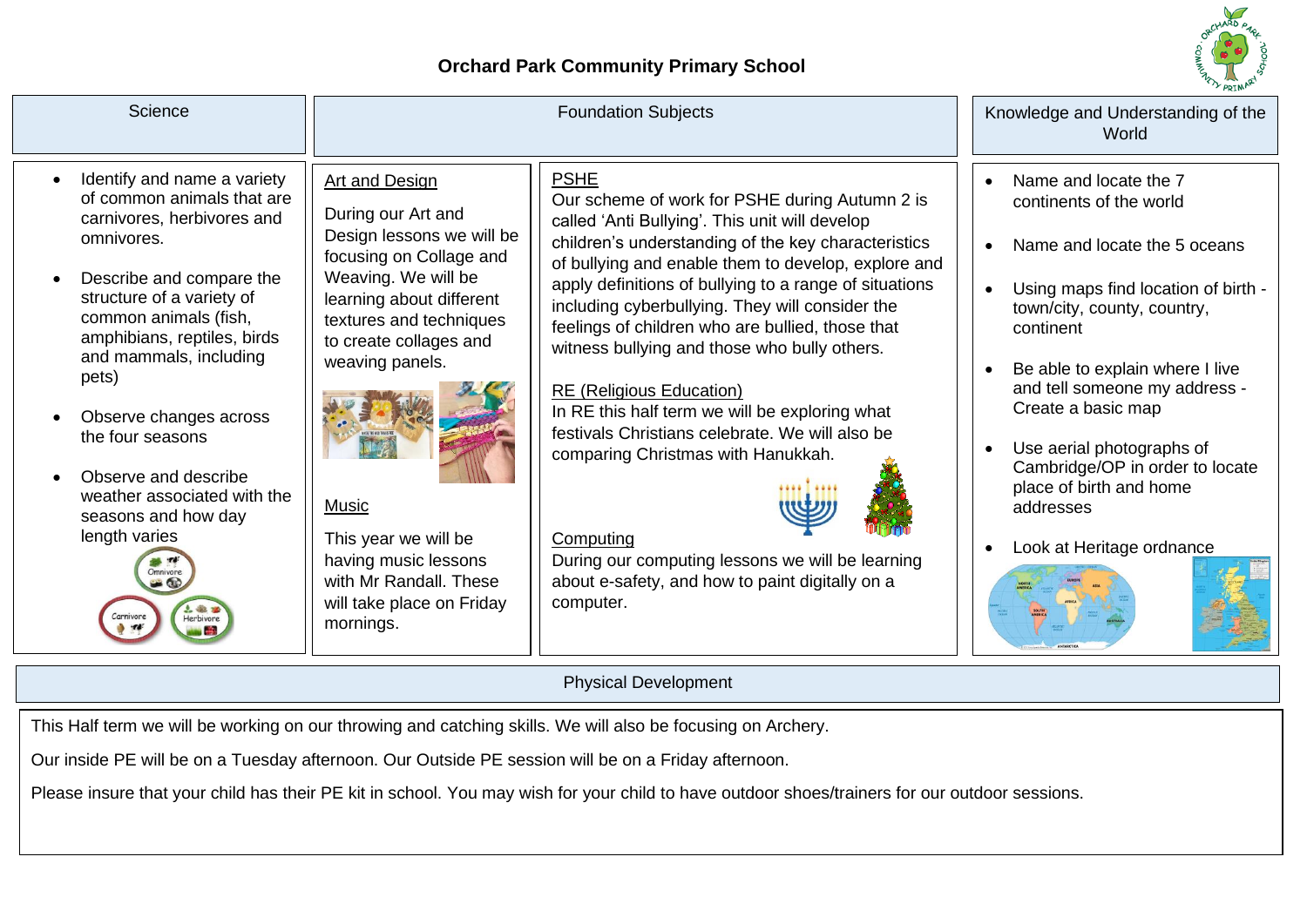# Orchard Park Community Primary School

## Science

- Identify and name a variety of common animals that are carnivores, herbivores and omnivores.
- Describe and compare the structure of a variety of common animals (fish, amphibians, reptiles, birds and mammals, including pets)
- Observe changes across the four seasons
- Observe and describe weather associated with the seasons and how day length varies

## Foundation Subjects

### Art and Design

During our Art and Design lessons we will be focusing on Collage and Weaving. We will be learning about different textures and techniques to create collages and weaving panels.

### Music

This year we will be having music lessons with Mr Randall. These will take place on Friday mornings.

### PSHE

Our scheme of work for PSHE during Autumn 2 is called 'Anti Bullying'. This unit will develop children's understanding of the key characteristics of bullying and enable them to develop, explore and apply definitions of bullying to a range of situations including cyberbullying. They will consider the feelings of children who are bullied, those that witness bullying and those who bully others.

### RE (Religious Education)

In RE this half term we will be exploring what festivals Christians celebrate. We will also be comparing Christmas with Hanukkah.

### Computing

During our computing lessons we will be learning about e-safety, and how to paint digitally on a computer.

## Knowledge and Understanding of the World

- Name and locate the 7 continents of the world
- Name and locate the 5 oceans
- Using maps find location of birth - town/city, county, country, continent
- Be able to explain where I live and tell someone my address - Create a basic map
- Use aerial photographs of Cambridge/OP in order to locate place of birth and home addresses
- Look at Heritage ordnance

## Physical Development

This Half term we will be working on our throwing and catching skills. We will also be focusing on Archery.

Our inside PE will be on a Tuesday afternoon. Our Outside PE session will be on a Friday afternoon.

Please insure that your child has their PE kit in school. You may wish for your child to have outdoor shoes/trainers for our outdoor sessions.